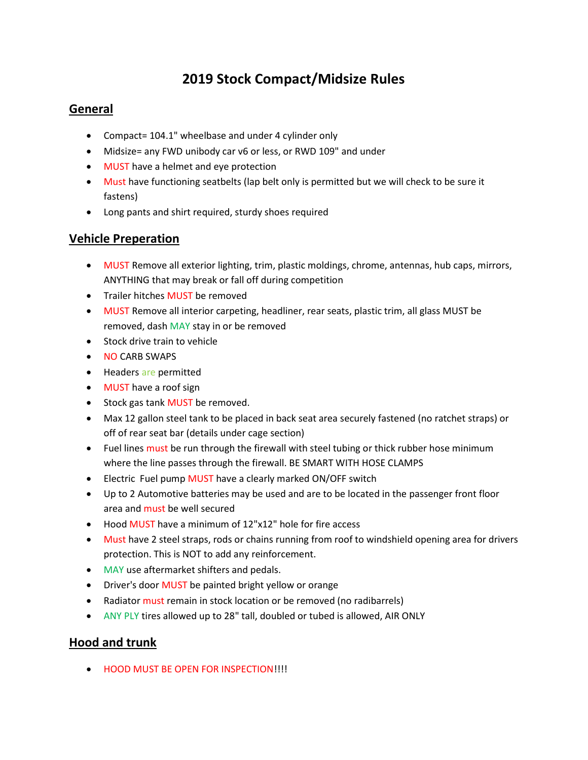# 2019 Stock Compact/Midsize Rules

## General

- Compact= 104.1" wheelbase and under 4 cylinder only
- Midsize= any FWD unibody car v6 or less, or RWD 109" and under
- MUST have a helmet and eye protection
- Must have functioning seatbelts (lap belt only is permitted but we will check to be sure it fastens)
- Long pants and shirt required, sturdy shoes required

## Vehicle Preperation

- MUST Remove all exterior lighting, trim, plastic moldings, chrome, antennas, hub caps, mirrors, ANYTHING that may break or fall off during competition
- Trailer hitches MUST be removed
- MUST Remove all interior carpeting, headliner, rear seats, plastic trim, all glass MUST be removed, dash MAY stay in or be removed
- Stock drive train to vehicle
- NO CARB SWAPS
- Headers are permitted
- MUST have a roof sign
- Stock gas tank MUST be removed.
- Max 12 gallon steel tank to be placed in back seat area securely fastened (no ratchet straps) or off of rear seat bar (details under cage section)
- Fuel lines must be run through the firewall with steel tubing or thick rubber hose minimum where the line passes through the firewall. BE SMART WITH HOSE CLAMPS
- Electric Fuel pump MUST have a clearly marked ON/OFF switch
- Up to 2 Automotive batteries may be used and are to be located in the passenger front floor area and must be well secured
- Hood MUST have a minimum of 12"x12" hole for fire access
- Must have 2 steel straps, rods or chains running from roof to windshield opening area for drivers protection. This is NOT to add any reinforcement.
- MAY use aftermarket shifters and pedals.
- Driver's door MUST be painted bright yellow or orange
- Radiator must remain in stock location or be removed (no radibarrels)
- ANY PLY tires allowed up to 28" tall, doubled or tubed is allowed, AIR ONLY

## Hood and trunk

- HOOD MUST BE OPEN FOR INSPECTION!!!!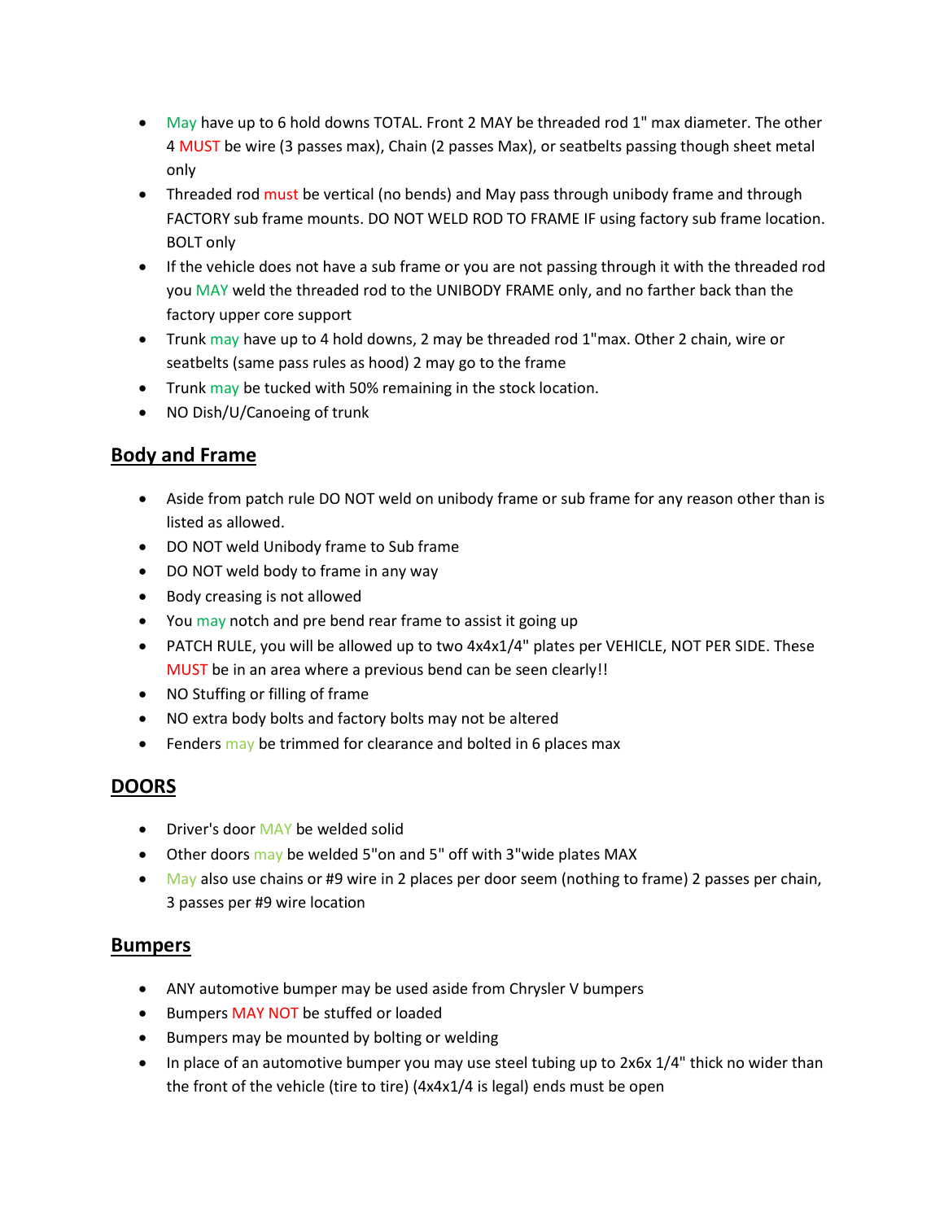- May have up to 6 hold downs TOTAL. Front 2 MAY be threaded rod 1" max diameter. The other 4 MUST be wire (3 passes max), Chain (2 passes Max), or seatbelts passing though sheet metal only
- Threaded rod must be vertical (no bends) and May pass through unibody frame and through FACTORY sub frame mounts. DO NOT WELD ROD TO FRAME IF using factory sub frame location. BOLT only
- If the vehicle does not have a sub frame or you are not passing through it with the threaded rod you MAY weld the threaded rod to the UNIBODY FRAME only, and no farther back than the factory upper core support
- Trunk may have up to 4 hold downs, 2 may be threaded rod 1"max. Other 2 chain, wire or seatbelts (same pass rules as hood) 2 may go to the frame
- Trunk may be tucked with 50% remaining in the stock location.
- NO Dish/U/Canoeing of trunk

## Body and Frame

- Aside from patch rule DO NOT weld on unibody frame or sub frame for any reason other than is listed as allowed.
- DO NOT weld Unibody frame to Sub frame
- DO NOT weld body to frame in any way
- Body creasing is not allowed
- You may notch and pre bend rear frame to assist it going up
- PATCH RULE, you will be allowed up to two 4x4x1/4" plates per VEHICLE, NOT PER SIDE. These MUST be in an area where a previous bend can be seen clearly!!
- NO Stuffing or filling of frame
- NO extra body bolts and factory bolts may not be altered
- Fenders may be trimmed for clearance and bolted in 6 places max

## DOORS

- Driver's door MAY be welded solid
- Other doors may be welded 5"on and 5" off with 3"wide plates MAX
- May also use chains or #9 wire in 2 places per door seem (nothing to frame) 2 passes per chain, 3 passes per #9 wire location

## Bumpers

- ANY automotive bumper may be used aside from Chrysler V bumpers
- Bumpers MAY NOT be stuffed or loaded
- Bumpers may be mounted by bolting or welding
- In place of an automotive bumper you may use steel tubing up to 2x6x 1/4" thick no wider than the front of the vehicle (tire to tire) (4x4x1/4 is legal) ends must be open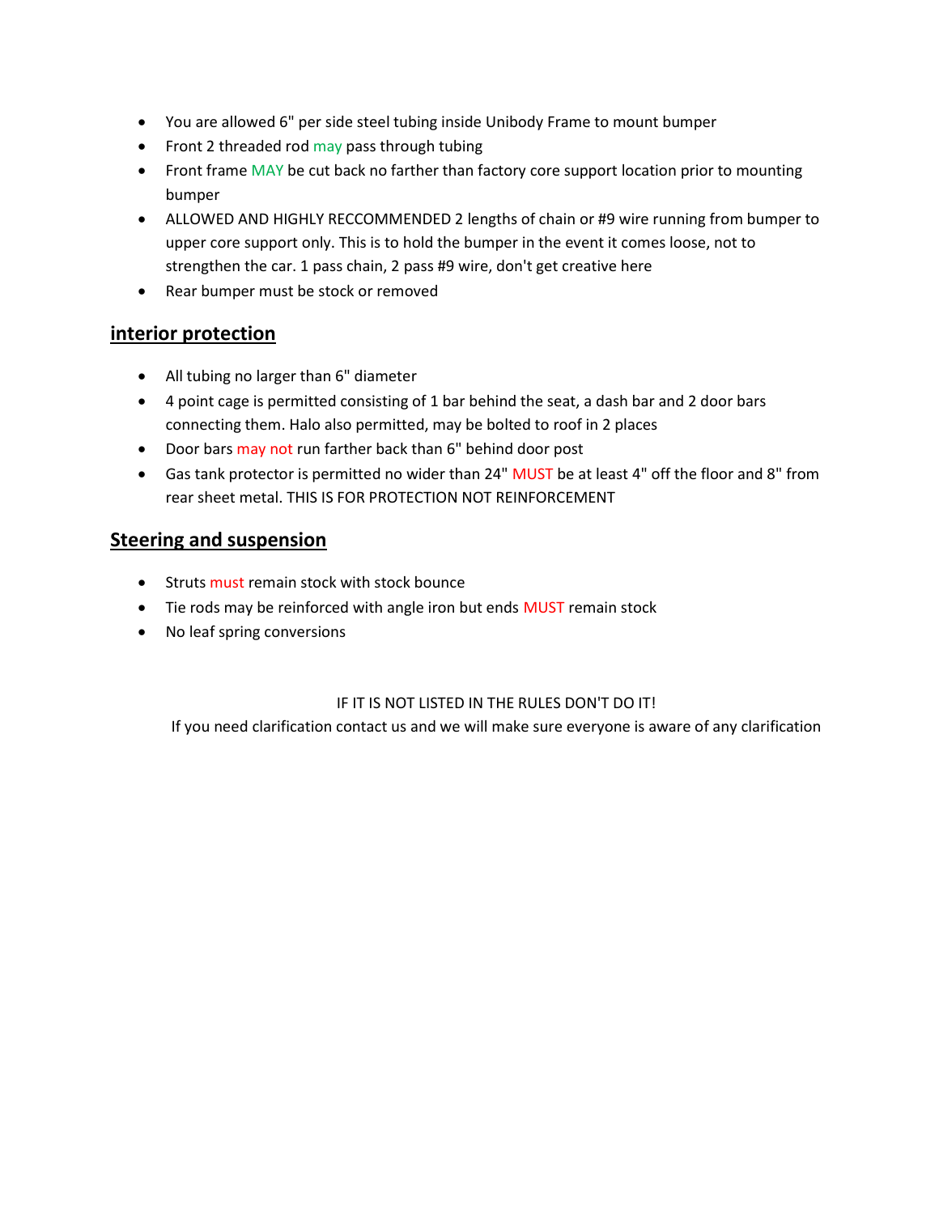- You are allowed 6" per side steel tubing inside Unibody Frame to mount bumper
- Front 2 threaded rod may pass through tubing
- Front frame MAY be cut back no farther than factory core support location prior to mounting bumper
- ALLOWED AND HIGHLY RECCOMMENDED 2 lengths of chain or #9 wire running from bumper to upper core support only. This is to hold the bumper in the event it comes loose, not to strengthen the car. 1 pass chain, 2 pass #9 wire, don't get creative here
- Rear bumper must be stock or removed

## interior protection

- All tubing no larger than 6" diameter
- 4 point cage is permitted consisting of 1 bar behind the seat, a dash bar and 2 door bars connecting them. Halo also permitted, may be bolted to roof in 2 places
- Door bars may not run farther back than 6" behind door post
- Gas tank protector is permitted no wider than 24" MUST be at least 4" off the floor and 8" from rear sheet metal. THIS IS FOR PROTECTION NOT REINFORCEMENT

## Steering and suspension

- Struts must remain stock with stock bounce
- Tie rods may be reinforced with angle iron but ends MUST remain stock
- No leaf spring conversions

IF IT IS NOT LISTED IN THE RULES DON'T DO IT!

If you need clarification contact us and we will make sure everyone is aware of any clarification